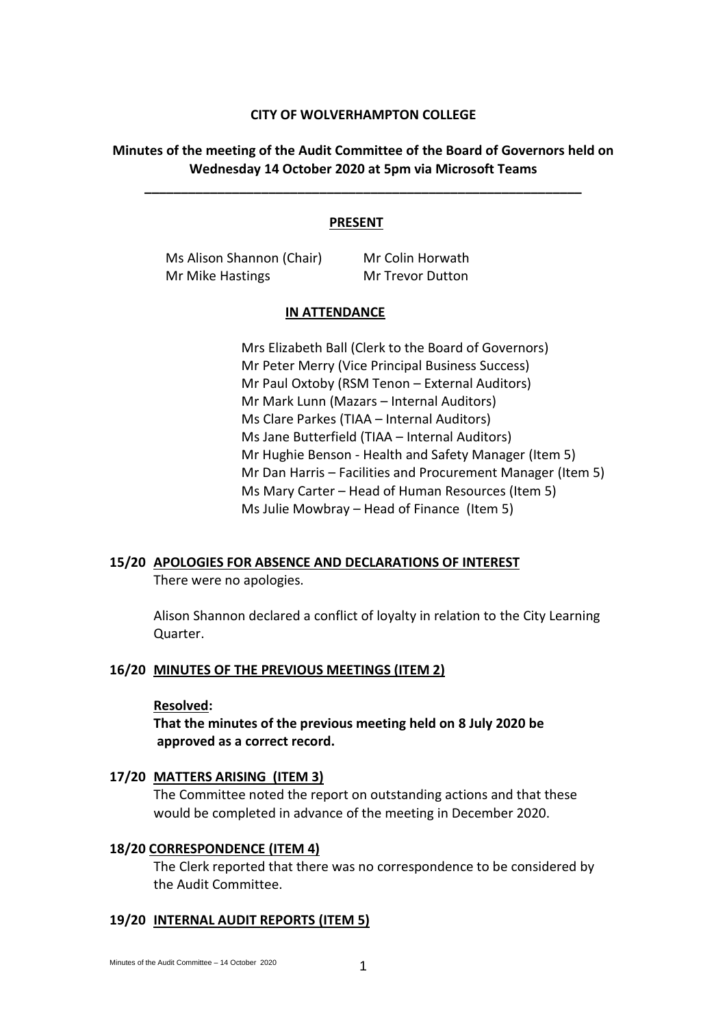**CITY OF WOLVERHAMPTON COLLEGE**

**Minutes of the meeting of the Audit Committee of the Board of Governors held on Wednesday 14 October 2020 at 5pm via Microsoft Teams**

---

**PRESENT**

Ms Alison Shannon (Chair)
Mr Colin Horwath
Mr Mike Hastings
Mr Trevor Dutton

**IN ATTENDANCE**

Mrs Elizabeth Ball (Clerk to the Board of Governors)
Mr Peter Merry (Vice Principal Business Success)
Mr Paul Oxtoby (RSM Tenon – External Auditors)
Mr Mark Lunn (Mazars – Internal Auditors)
Ms Clare Parkes (TIAA – Internal Auditors)
Ms Jane Butterfield (TIAA – Internal Auditors)
Mr Hughie Benson - Health and Safety Manager (Item 5)
Mr Dan Harris – Facilities and Procurement Manager (Item 5)
Ms Mary Carter – Head of Human Resources (Item 5)
Ms Julie Mowbray – Head of Finance (Item 5)

**15/20 APOLOGIES FOR ABSENCE AND DECLARATIONS OF INTEREST**

There were no apologies.

Alison Shannon declared a conflict of loyalty in relation to the City Learning Quarter.

**16/20 MINUTES OF THE PREVIOUS MEETINGS (ITEM 2)**

**Resolved:**

**That the minutes of the previous meeting held on 8 July 2020 be approved as a correct record.**

**17/20 MATTERS ARISING (ITEM 3)**

The Committee noted the report on outstanding actions and that these would be completed in advance of the meeting in December 2020.

**18/20 CORRESPONDENCE (ITEM 4)**

The Clerk reported that there was no correspondence to be considered by the Audit Committee.

**19/20 INTERNAL AUDIT REPORTS (ITEM 5)**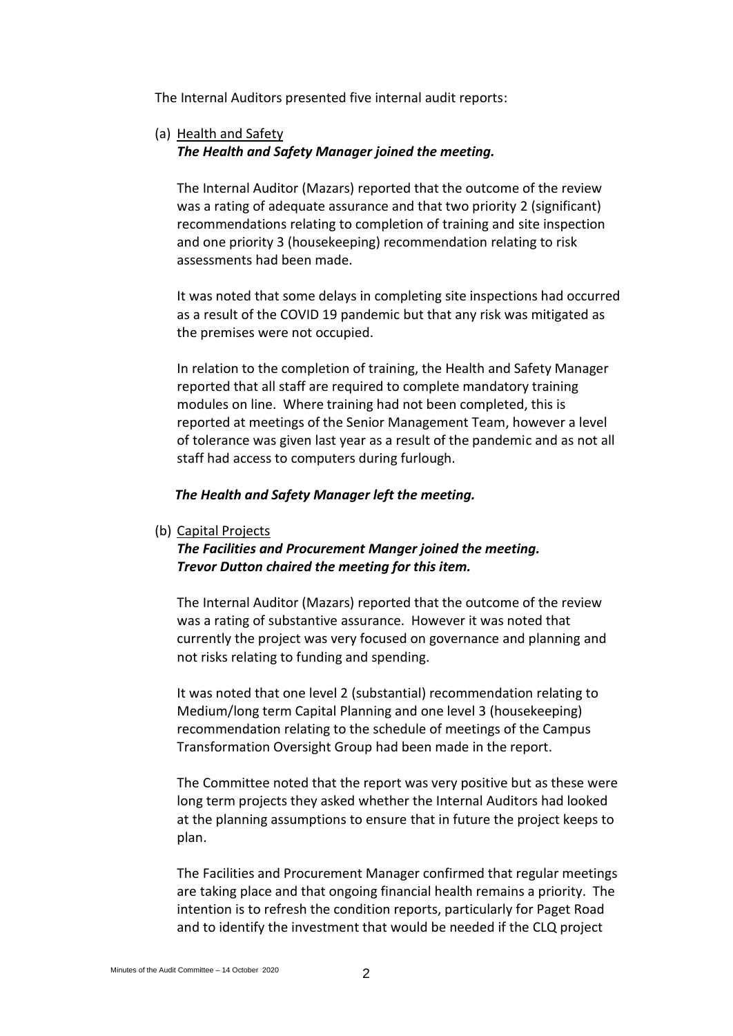The Internal Auditors presented five internal audit reports:

(a) Health and Safety

***The Health and Safety Manager joined the meeting.***

The Internal Auditor (Mazars) reported that the outcome of the review was a rating of adequate assurance and that two priority 2 (significant) recommendations relating to completion of training and site inspection and one priority 3 (housekeeping) recommendation relating to risk assessments had been made.

It was noted that some delays in completing site inspections had occurred as a result of the COVID 19 pandemic but that any risk was mitigated as the premises were not occupied.

In relation to the completion of training, the Health and Safety Manager reported that all staff are required to complete mandatory training modules on line. Where training had not been completed, this is reported at meetings of the Senior Management Team, however a level of tolerance was given last year as a result of the pandemic and as not all staff had access to computers during furlough.

***The Health and Safety Manager left the meeting.***

(b) Capital Projects

***The Facilities and Procurement Manger joined the meeting.***
***Trevor Dutton chaired the meeting for this item.***

The Internal Auditor (Mazars) reported that the outcome of the review was a rating of substantive assurance. However it was noted that currently the project was very focused on governance and planning and not risks relating to funding and spending.

It was noted that one level 2 (substantial) recommendation relating to Medium/long term Capital Planning and one level 3 (housekeeping) recommendation relating to the schedule of meetings of the Campus Transformation Oversight Group had been made in the report.

The Committee noted that the report was very positive but as these were long term projects they asked whether the Internal Auditors had looked at the planning assumptions to ensure that in future the project keeps to plan.

The Facilities and Procurement Manager confirmed that regular meetings are taking place and that ongoing financial health remains a priority. The intention is to refresh the condition reports, particularly for Paget Road and to identify the investment that would be needed if the CLQ project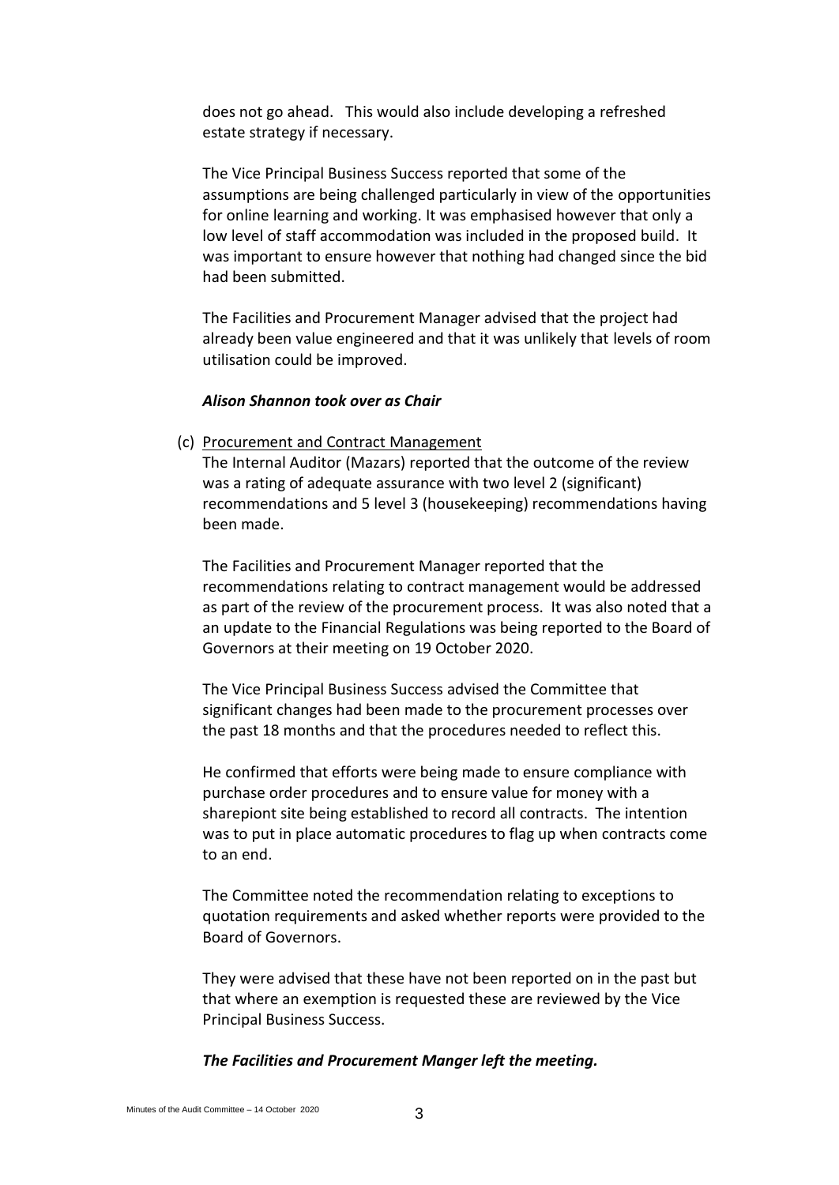does not go ahead. This would also include developing a refreshed estate strategy if necessary.

The Vice Principal Business Success reported that some of the assumptions are being challenged particularly in view of the opportunities for online learning and working. It was emphasised however that only a low level of staff accommodation was included in the proposed build. It was important to ensure however that nothing had changed since the bid had been submitted.

The Facilities and Procurement Manager advised that the project had already been value engineered and that it was unlikely that levels of room utilisation could be improved.

***Alison Shannon took over as Chair***

(c) Procurement and Contract Management

The Internal Auditor (Mazars) reported that the outcome of the review was a rating of adequate assurance with two level 2 (significant) recommendations and 5 level 3 (housekeeping) recommendations having been made.

The Facilities and Procurement Manager reported that the recommendations relating to contract management would be addressed as part of the review of the procurement process. It was also noted that a an update to the Financial Regulations was being reported to the Board of Governors at their meeting on 19 October 2020.

The Vice Principal Business Success advised the Committee that significant changes had been made to the procurement processes over the past 18 months and that the procedures needed to reflect this.

He confirmed that efforts were being made to ensure compliance with purchase order procedures and to ensure value for money with a sharepiont site being established to record all contracts. The intention was to put in place automatic procedures to flag up when contracts come to an end.

The Committee noted the recommendation relating to exceptions to quotation requirements and asked whether reports were provided to the Board of Governors.

They were advised that these have not been reported on in the past but that where an exemption is requested these are reviewed by the Vice Principal Business Success.

***The Facilities and Procurement Manger left the meeting.***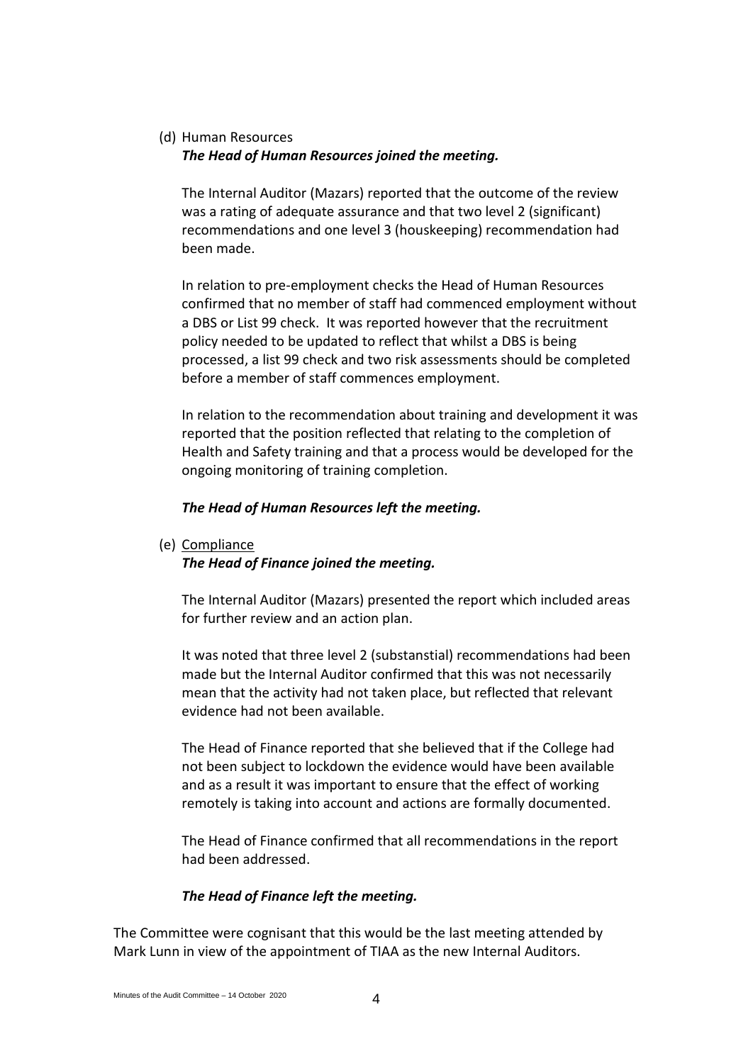(d) Human Resources

***The Head of Human Resources joined the meeting.***

The Internal Auditor (Mazars) reported that the outcome of the review was a rating of adequate assurance and that two level 2 (significant) recommendations and one level 3 (houskeeping) recommendation had been made.

In relation to pre-employment checks the Head of Human Resources confirmed that no member of staff had commenced employment without a DBS or List 99 check. It was reported however that the recruitment policy needed to be updated to reflect that whilst a DBS is being processed, a list 99 check and two risk assessments should be completed before a member of staff commences employment.

In relation to the recommendation about training and development it was reported that the position reflected that relating to the completion of Health and Safety training and that a process would be developed for the ongoing monitoring of training completion.

***The Head of Human Resources left the meeting.***

(e) <u>Compliance</u>

***The Head of Finance joined the meeting.***

The Internal Auditor (Mazars) presented the report which included areas for further review and an action plan.

It was noted that three level 2 (substanstial) recommendations had been made but the Internal Auditor confirmed that this was not necessarily mean that the activity had not taken place, but reflected that relevant evidence had not been available.

The Head of Finance reported that she believed that if the College had not been subject to lockdown the evidence would have been available and as a result it was important to ensure that the effect of working remotely is taking into account and actions are formally documented.

The Head of Finance confirmed that all recommendations in the report had been addressed.

***The Head of Finance left the meeting.***

The Committee were cognisant that this would be the last meeting attended by Mark Lunn in view of the appointment of TIAA as the new Internal Auditors.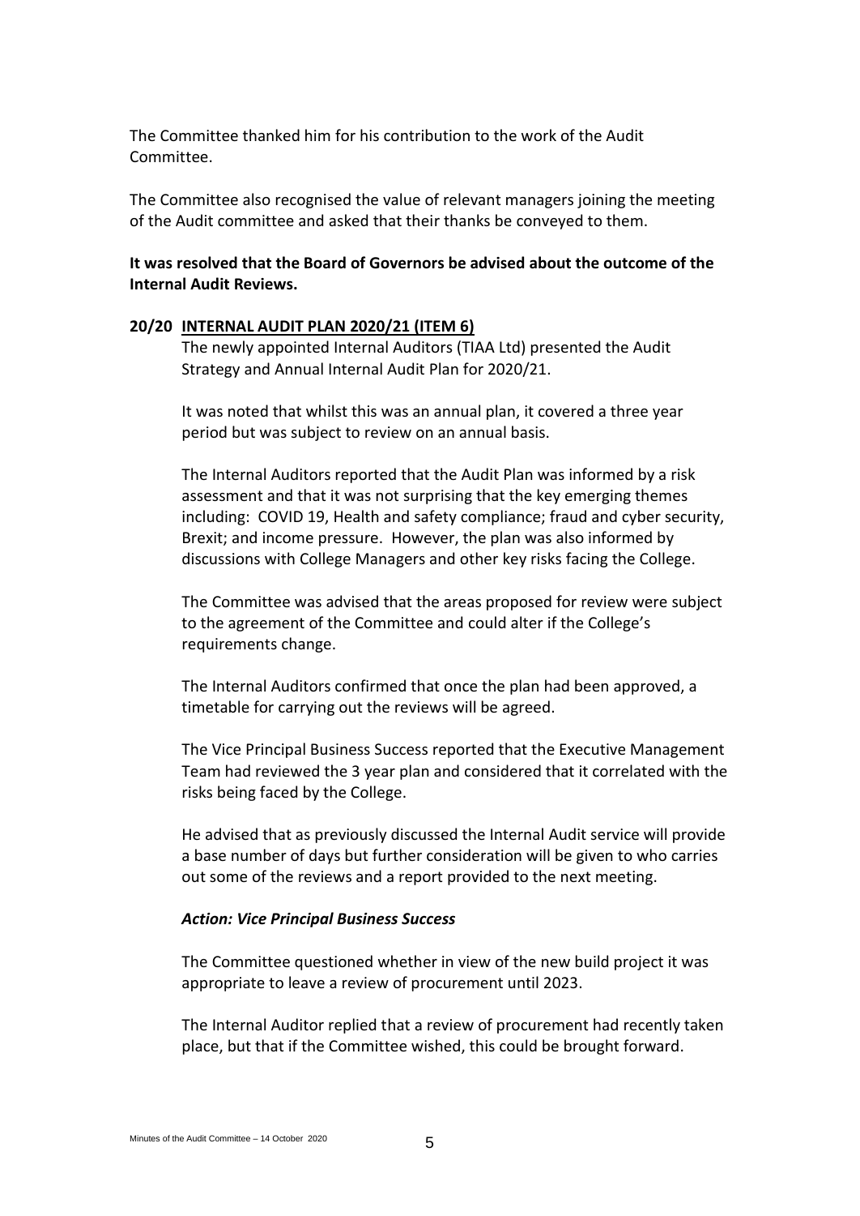The Committee thanked him for his contribution to the work of the Audit Committee.

The Committee also recognised the value of relevant managers joining the meeting of the Audit committee and asked that their thanks be conveyed to them.

**It was resolved that the Board of Governors be advised about the outcome of the Internal Audit Reviews.**

**20/20 INTERNAL AUDIT PLAN 2020/21 (ITEM 6)**

The newly appointed Internal Auditors (TIAA Ltd) presented the Audit Strategy and Annual Internal Audit Plan for 2020/21.

It was noted that whilst this was an annual plan, it covered a three year period but was subject to review on an annual basis.

The Internal Auditors reported that the Audit Plan was informed by a risk assessment and that it was not surprising that the key emerging themes including: COVID 19, Health and safety compliance; fraud and cyber security, Brexit; and income pressure. However, the plan was also informed by discussions with College Managers and other key risks facing the College.

The Committee was advised that the areas proposed for review were subject to the agreement of the Committee and could alter if the College's requirements change.

The Internal Auditors confirmed that once the plan had been approved, a timetable for carrying out the reviews will be agreed.

The Vice Principal Business Success reported that the Executive Management Team had reviewed the 3 year plan and considered that it correlated with the risks being faced by the College.

He advised that as previously discussed the Internal Audit service will provide a base number of days but further consideration will be given to who carries out some of the reviews and a report provided to the next meeting.

***Action: Vice Principal Business Success***

The Committee questioned whether in view of the new build project it was appropriate to leave a review of procurement until 2023.

The Internal Auditor replied that a review of procurement had recently taken place, but that if the Committee wished, this could be brought forward.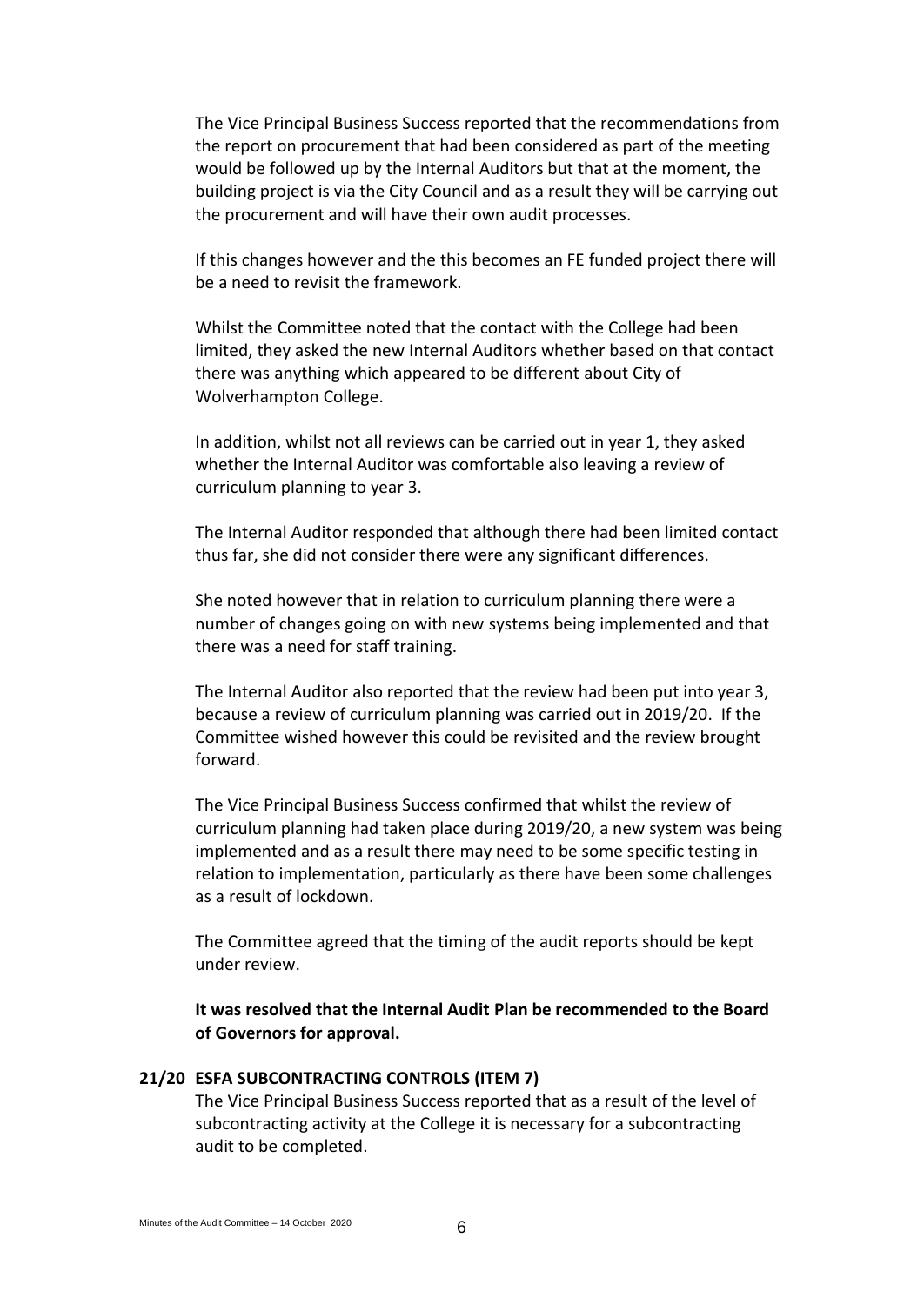The Vice Principal Business Success reported that the recommendations from the report on procurement that had been considered as part of the meeting would be followed up by the Internal Auditors but that at the moment, the building project is via the City Council and as a result they will be carrying out the procurement and will have their own audit processes.

If this changes however and the this becomes an FE funded project there will be a need to revisit the framework.

Whilst the Committee noted that the contact with the College had been limited, they asked the new Internal Auditors whether based on that contact there was anything which appeared to be different about City of Wolverhampton College.

In addition, whilst not all reviews can be carried out in year 1, they asked whether the Internal Auditor was comfortable also leaving a review of curriculum planning to year 3.

The Internal Auditor responded that although there had been limited contact thus far, she did not consider there were any significant differences.

She noted however that in relation to curriculum planning there were a number of changes going on with new systems being implemented and that there was a need for staff training.

The Internal Auditor also reported that the review had been put into year 3, because a review of curriculum planning was carried out in 2019/20. If the Committee wished however this could be revisited and the review brought forward.

The Vice Principal Business Success confirmed that whilst the review of curriculum planning had taken place during 2019/20, a new system was being implemented and as a result there may need to be some specific testing in relation to implementation, particularly as there have been some challenges as a result of lockdown.

The Committee agreed that the timing of the audit reports should be kept under review.

**It was resolved that the Internal Audit Plan be recommended to the Board of Governors for approval.**

**21/20 ESFA SUBCONTRACTING CONTROLS (ITEM 7)**

The Vice Principal Business Success reported that as a result of the level of subcontracting activity at the College it is necessary for a subcontracting audit to be completed.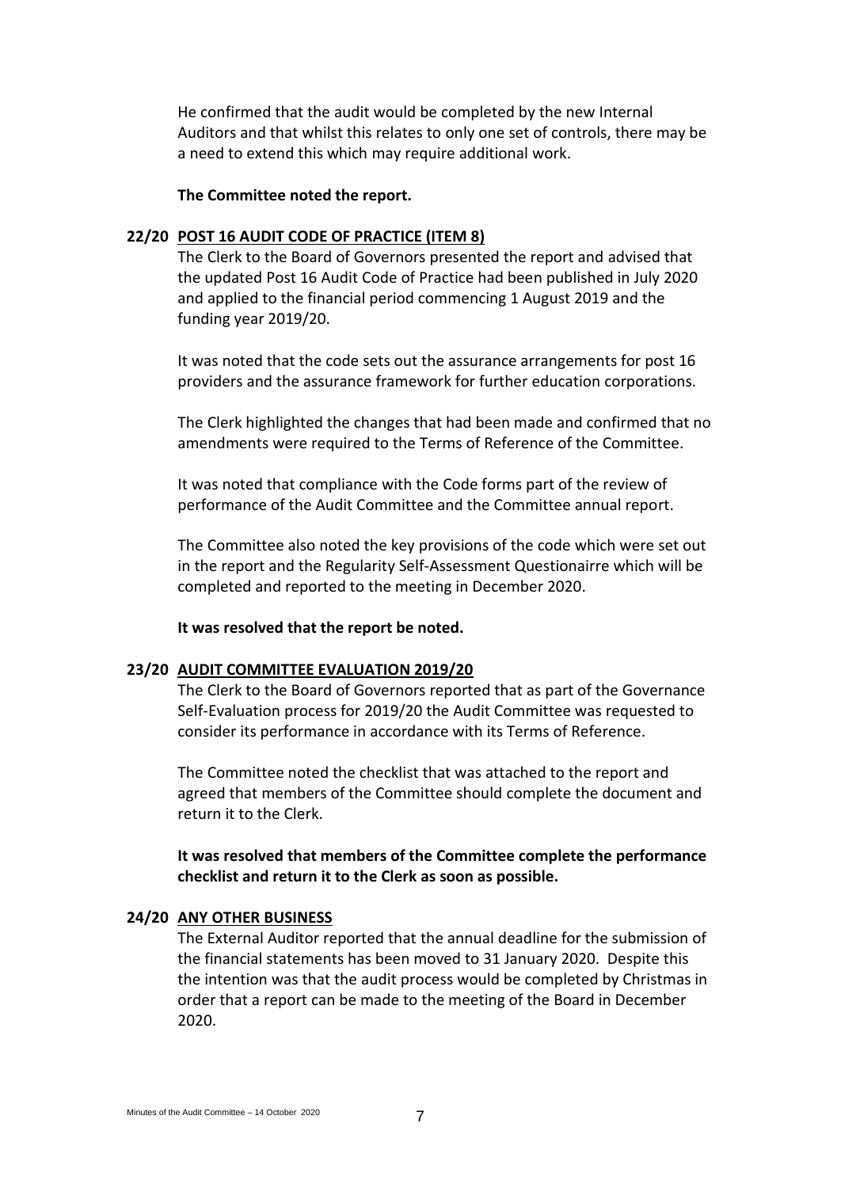He confirmed that the audit would be completed by the new Internal Auditors and that whilst this relates to only one set of controls, there may be a need to extend this which may require additional work.

**The Committee noted the report.**

**22/20 <u>POST 16 AUDIT CODE OF PRACTICE (ITEM 8)</u>**

The Clerk to the Board of Governors presented the report and advised that the updated Post 16 Audit Code of Practice had been published in July 2020 and applied to the financial period commencing 1 August 2019 and the funding year 2019/20.

It was noted that the code sets out the assurance arrangements for post 16 providers and the assurance framework for further education corporations.

The Clerk highlighted the changes that had been made and confirmed that no amendments were required to the Terms of Reference of the Committee.

It was noted that compliance with the Code forms part of the review of performance of the Audit Committee and the Committee annual report.

The Committee also noted the key provisions of the code which were set out in the report and the Regularity Self-Assessment Questionairre which will be completed and reported to the meeting in December 2020.

**It was resolved that the report be noted.**

**23/20 <u>AUDIT COMMITTEE EVALUATION 2019/20</u>**

The Clerk to the Board of Governors reported that as part of the Governance Self-Evaluation process for 2019/20 the Audit Committee was requested to consider its performance in accordance with its Terms of Reference.

The Committee noted the checklist that was attached to the report and agreed that members of the Committee should complete the document and return it to the Clerk.

**It was resolved that members of the Committee complete the performance checklist and return it to the Clerk as soon as possible.**

**24/20 <u>ANY OTHER BUSINESS</u>**

The External Auditor reported that the annual deadline for the submission of the financial statements has been moved to 31 January 2020. Despite this the intention was that the audit process would be completed by Christmas in order that a report can be made to the meeting of the Board in December 2020.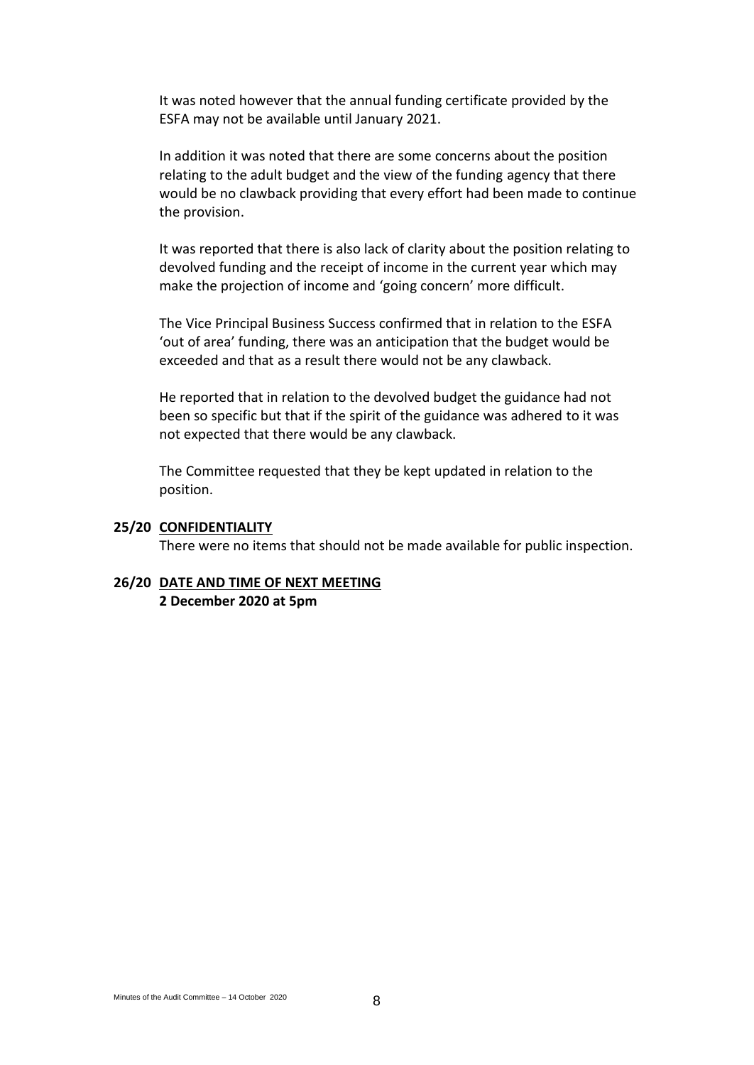It was noted however that the annual funding certificate provided by the ESFA may not be available until January 2021.

In addition it was noted that there are some concerns about the position relating to the adult budget and the view of the funding agency that there would be no clawback providing that every effort had been made to continue the provision.

It was reported that there is also lack of clarity about the position relating to devolved funding and the receipt of income in the current year which may make the projection of income and 'going concern' more difficult.

The Vice Principal Business Success confirmed that in relation to the ESFA 'out of area' funding, there was an anticipation that the budget would be exceeded and that as a result there would not be any clawback.

He reported that in relation to the devolved budget the guidance had not been so specific but that if the spirit of the guidance was adhered to it was not expected that there would be any clawback.

The Committee requested that they be kept updated in relation to the position.

**25/20 <u>CONFIDENTIALITY</u>**

There were no items that should not be made available for public inspection.

**26/20 <u>DATE AND TIME OF NEXT MEETING</u>**

**2 December 2020 at 5pm**